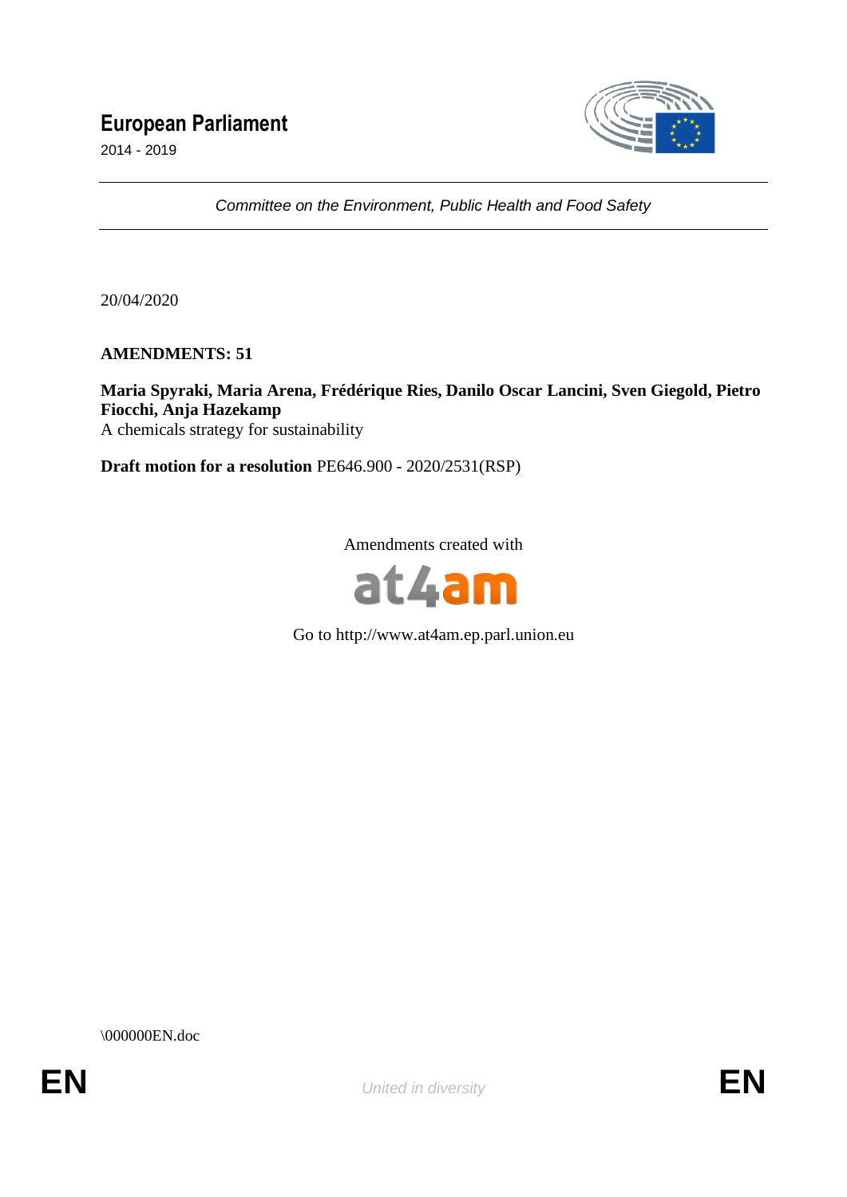# European Parliament

2014 - 2019

*Committee on the Environment, Public Health and Food Safety*

20/04/2020

**AMENDMENTS: 51**

**Maria Spyraki, Maria Arena, Frédérique Ries, Danilo Oscar Lancini, Sven Giegold, Pietro Fiocchi, Anja Hazekamp**
A chemicals strategy for sustainability

**Draft motion for a resolution** PE646.900 - 2020/2531(RSP)

Amendments created with

at4am

Go to http://www.at4am.ep.parl.union.eu

\000000EN.doc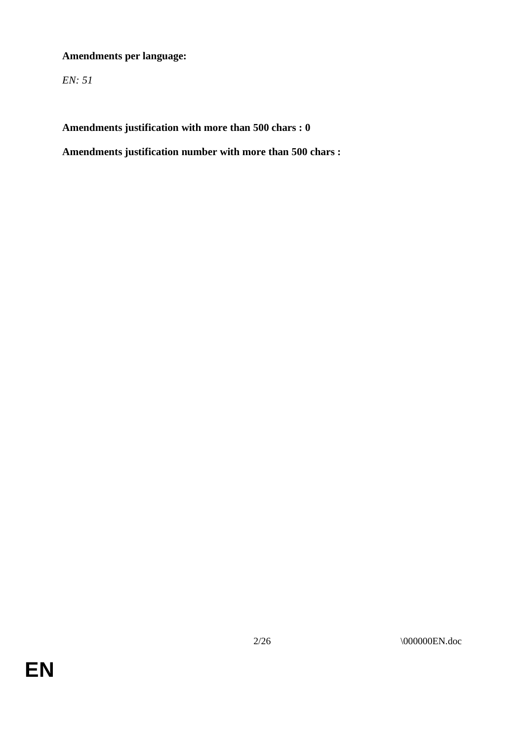**Amendments per language:**

*EN: 51*

**Amendments justification with more than 500 chars : 0**

**Amendments justification number with more than 500 chars :**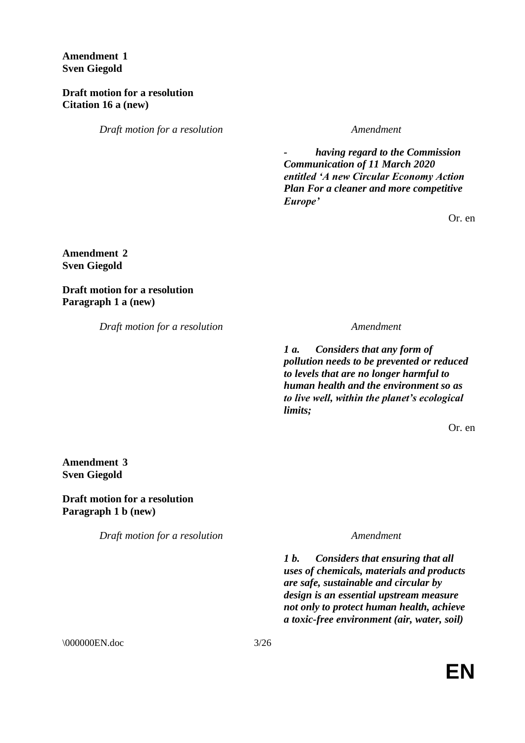**Amendment 1**
**Sven Giegold**

**Draft motion for a resolution**
**Citation 16 a (new)**

| *Draft motion for a resolution* | *Amendment* |
|---|---|
| | ***- having regard to the Commission Communication of 11 March 2020 entitled 'A new Circular Economy Action Plan For a cleaner and more competitive Europe'*** |

Or. en

**Amendment 2**
**Sven Giegold**

**Draft motion for a resolution**
**Paragraph 1 a (new)**

| *Draft motion for a resolution* | *Amendment* |
|---|---|
| | ***1 a. Considers that any form of pollution needs to be prevented or reduced to levels that are no longer harmful to human health and the environment so as to live well, within the planet's ecological limits;*** |

Or. en

**Amendment 3**
**Sven Giegold**

**Draft motion for a resolution**
**Paragraph 1 b (new)**

| *Draft motion for a resolution* | *Amendment* |
|---|---|
| | ***1 b. Considers that ensuring that all uses of chemicals, materials and products are safe, sustainable and circular by design is an essential upstream measure not only to protect human health, achieve a toxic-free environment (air, water, soil)*** |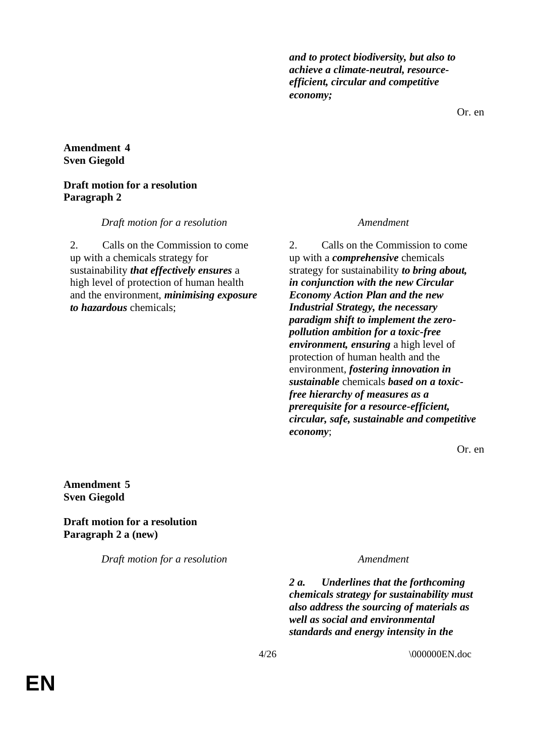| | |
|---|---|
| | ***and to protect biodiversity, but also to achieve a climate-neutral, resource-efficient, circular and competitive economy;*** |

Or. en

**Amendment 4**
**Sven Giegold**

**Draft motion for a resolution**
**Paragraph 2**

| *Draft motion for a resolution* | *Amendment* |
|---|---|
| 2. Calls on the Commission to come up with a chemicals strategy for sustainability ***that effectively ensures*** a high level of protection of human health and the environment, ***minimising exposure to hazardous*** chemicals; | 2. Calls on the Commission to come up with a ***comprehensive*** chemicals strategy for sustainability ***to bring about, in conjunction with the new Circular Economy Action Plan and the new Industrial Strategy, the necessary paradigm shift to implement the zero-pollution ambition for a toxic-free environment, ensuring*** a high level of protection of human health and the environment, ***fostering innovation in sustainable*** chemicals ***based on a toxic-free hierarchy of measures as a prerequisite for a resource-efficient, circular, safe, sustainable and competitive economy***; |

Or. en

**Amendment 5**
**Sven Giegold**

**Draft motion for a resolution**
**Paragraph 2 a (new)**

| *Draft motion for a resolution* | *Amendment* |
|---|---|
| | ***2 a. Underlines that the forthcoming chemicals strategy for sustainability must also address the sourcing of materials as well as social and environmental standards and energy intensity in the*** |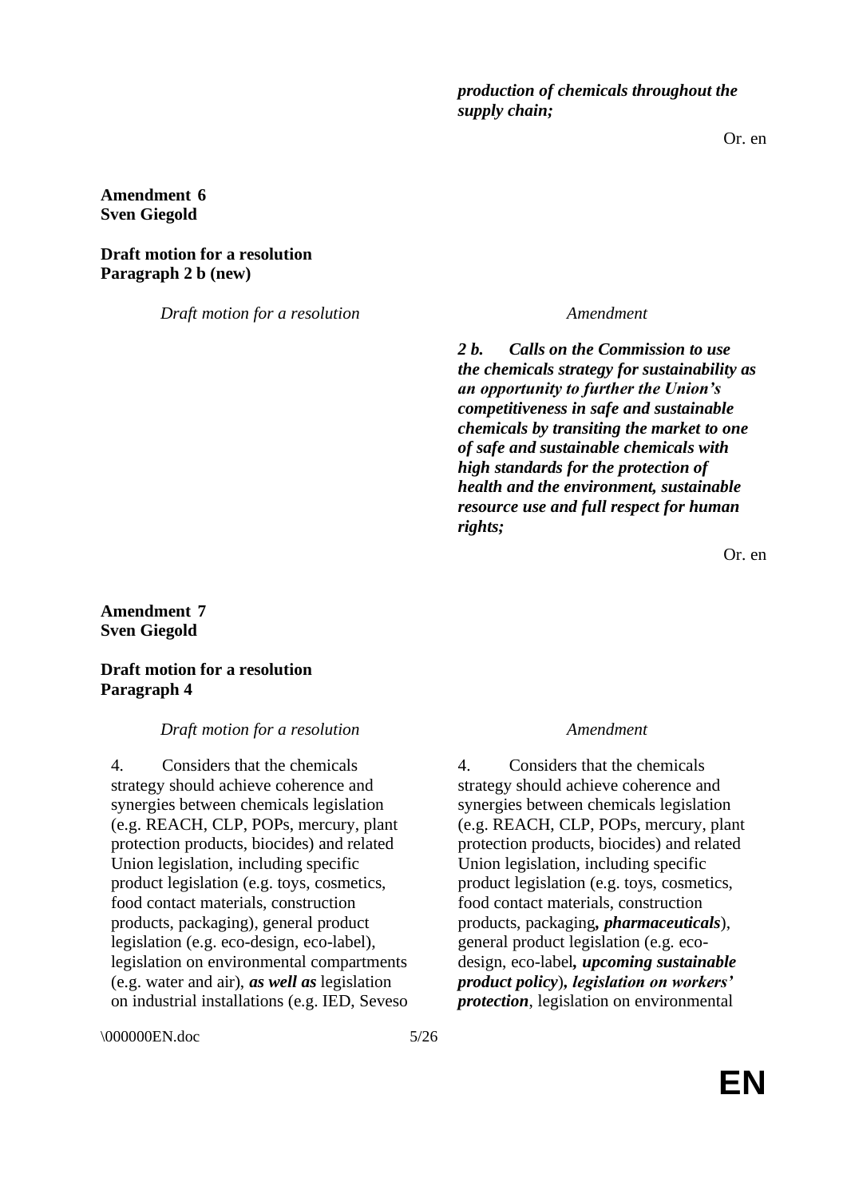***production of chemicals throughout the supply chain;***

Or. en

**Amendment 6**
**Sven Giegold**

**Draft motion for a resolution**
**Paragraph 2 b (new)**

| *Draft motion for a resolution* | *Amendment* |
|---|---|
| | ***2 b. Calls on the Commission to use the chemicals strategy for sustainability as an opportunity to further the Union's competitiveness in safe and sustainable chemicals by transiting the market to one of safe and sustainable chemicals with high standards for the protection of health and the environment, sustainable resource use and full respect for human rights;*** |

Or. en

**Amendment 7**
**Sven Giegold**

**Draft motion for a resolution**
**Paragraph 4**

| *Draft motion for a resolution* | *Amendment* |
|---|---|
| 4. Considers that the chemicals strategy should achieve coherence and synergies between chemicals legislation (e.g. REACH, CLP, POPs, mercury, plant protection products, biocides) and related Union legislation, including specific product legislation (e.g. toys, cosmetics, food contact materials, construction products, packaging), general product legislation (e.g. eco-design, eco-label), legislation on environmental compartments (e.g. water and air), ***as well as*** legislation on industrial installations (e.g. IED, Seveso | 4. Considers that the chemicals strategy should achieve coherence and synergies between chemicals legislation (e.g. REACH, CLP, POPs, mercury, plant protection products, biocides) and related Union legislation, including specific product legislation (e.g. toys, cosmetics, food contact materials, construction products, packaging***, pharmaceuticals***), general product legislation (e.g. eco-design, eco-label***, upcoming sustainable product policy***)***, legislation on workers' protection***, legislation on environmental |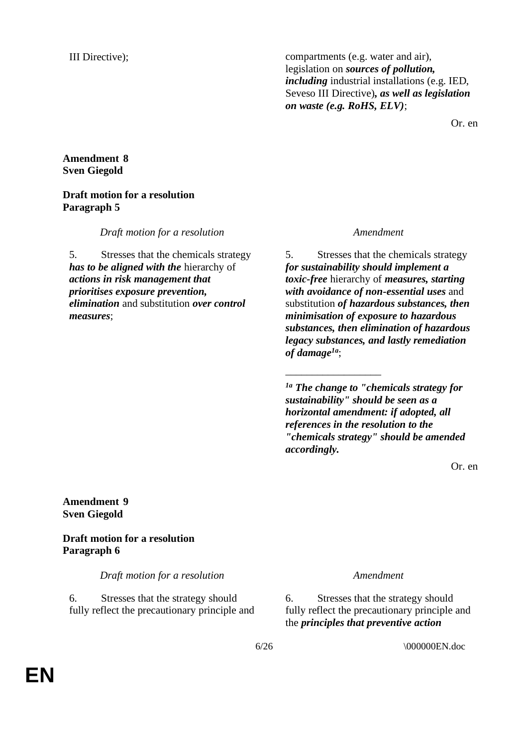| | |
|---|---|
| III Directive); | compartments (e.g. water and air), legislation on ***sources of pollution, including*** industrial installations (e.g. IED, Seveso III Directive)***, as well as legislation on waste (e.g. RoHS, ELV)***; |

Or. en

**Amendment 8**
**Sven Giegold**

**Draft motion for a resolution**
**Paragraph 5**

| *Draft motion for a resolution* | *Amendment* |
|---|---|
| 5. Stresses that the chemicals strategy ***has to be aligned with the*** hierarchy of ***actions in risk management that prioritises exposure prevention, elimination*** and substitution ***over control measures***; | 5. Stresses that the chemicals strategy ***for sustainability should implement a toxic-free*** hierarchy of ***measures, starting with avoidance of non-essential uses*** and substitution ***of hazardous substances, then minimisation of exposure to hazardous substances, then elimination of hazardous legacy substances, and lastly remediation of damage***[1a]; |
| | ___________________ |
| | [1a] ***The change to "chemicals strategy for sustainability" should be seen as a horizontal amendment: if adopted, all references in the resolution to the "chemicals strategy" should be amended accordingly.*** |

Or. en

**Amendment 9**
**Sven Giegold**

**Draft motion for a resolution**
**Paragraph 6**

| *Draft motion for a resolution* | *Amendment* |
|---|---|
| 6. Stresses that the strategy should fully reflect the precautionary principle and | 6. Stresses that the strategy should fully reflect the precautionary principle and the ***principles that preventive action*** |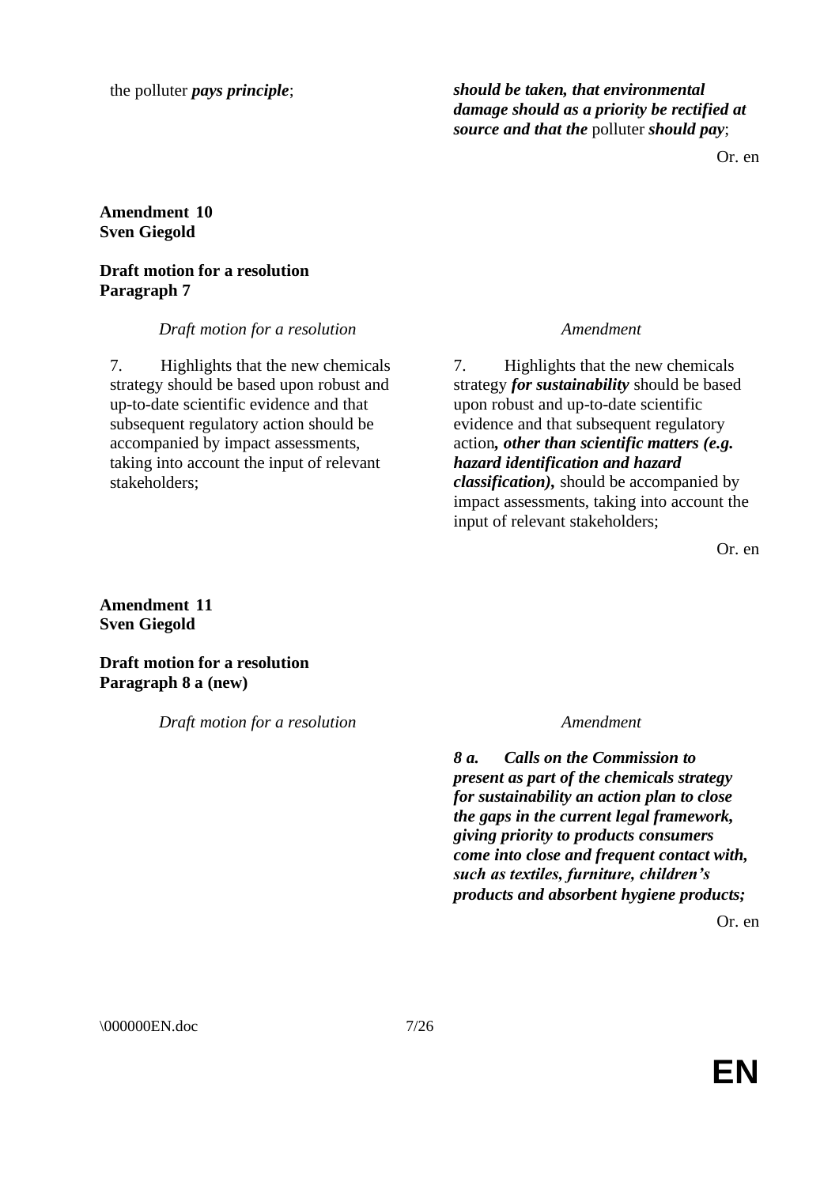| | |
|---|---|
| the polluter ***pays principle***; | ***should be taken, that environmental damage should as a priority be rectified at source and that the*** polluter ***should pay***; |

Or. en

**Amendment 10**
**Sven Giegold**

**Draft motion for a resolution**
**Paragraph 7**

| *Draft motion for a resolution* | *Amendment* |
|---|---|
| 7. Highlights that the new chemicals strategy should be based upon robust and up-to-date scientific evidence and that subsequent regulatory action should be accompanied by impact assessments, taking into account the input of relevant stakeholders; | 7. Highlights that the new chemicals strategy ***for sustainability*** should be based upon robust and up-to-date scientific evidence and that subsequent regulatory action***, other than scientific matters (e.g. hazard identification and hazard classification),*** should be accompanied by impact assessments, taking into account the input of relevant stakeholders; |

Or. en

**Amendment 11**
**Sven Giegold**

**Draft motion for a resolution**
**Paragraph 8 a (new)**

| *Draft motion for a resolution* | *Amendment* |
|---|---|
| | ***8 a. Calls on the Commission to present as part of the chemicals strategy for sustainability an action plan to close the gaps in the current legal framework, giving priority to products consumers come into close and frequent contact with, such as textiles, furniture, children's products and absorbent hygiene products;*** |

Or. en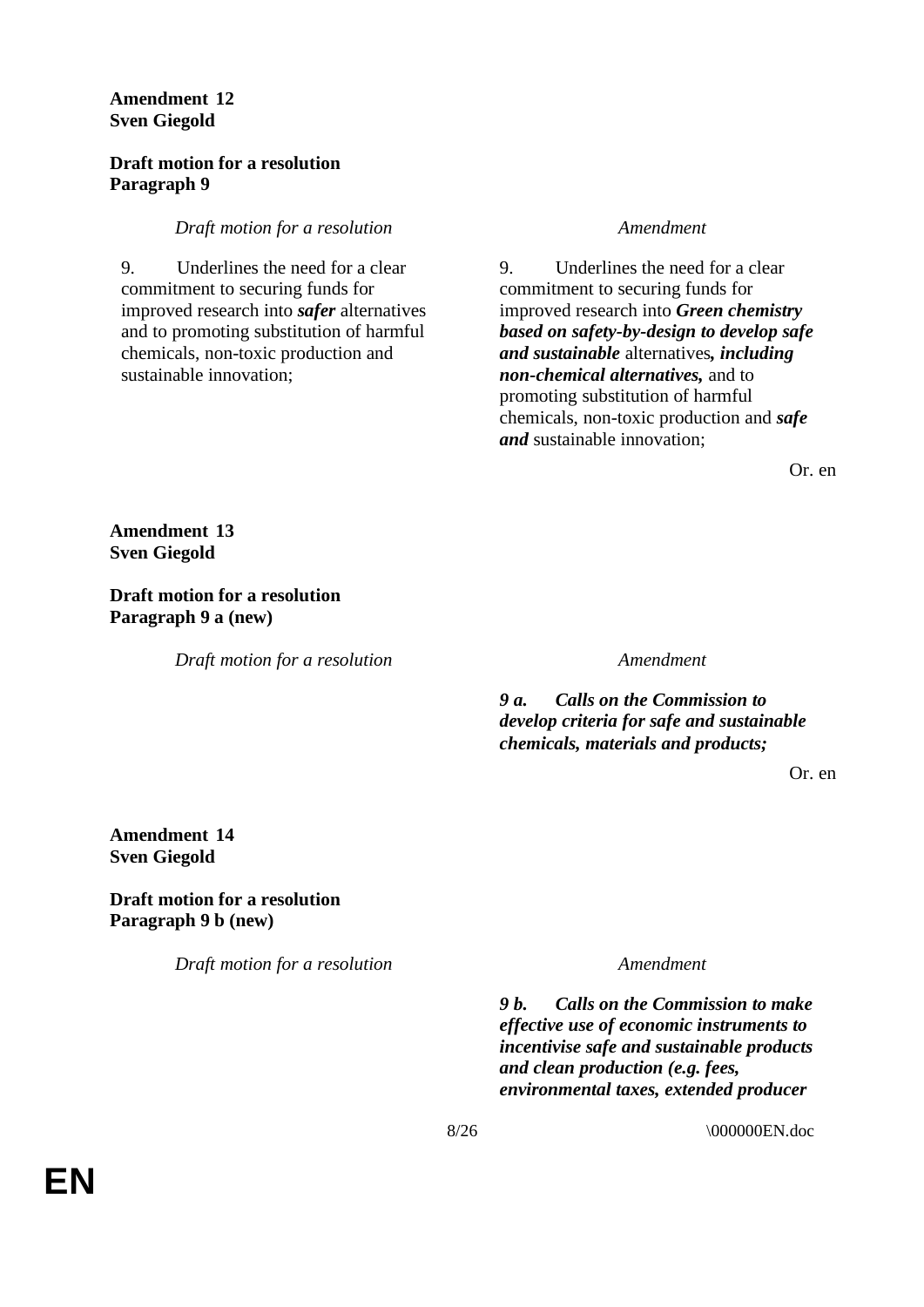**Amendment 12**
**Sven Giegold**

**Draft motion for a resolution**
**Paragraph 9**

| *Draft motion for a resolution* | *Amendment* |
| --- | --- |
| 9. Underlines the need for a clear commitment to securing funds for improved research into ***safer*** alternatives and to promoting substitution of harmful chemicals, non-toxic production and sustainable innovation; | 9. Underlines the need for a clear commitment to securing funds for improved research into ***Green chemistry based on safety-by-design to develop safe and sustainable*** alternatives***, including non-chemical alternatives,*** and to promoting substitution of harmful chemicals, non-toxic production and ***safe and*** sustainable innovation; |

Or. en

**Amendment 13**
**Sven Giegold**

**Draft motion for a resolution**
**Paragraph 9 a (new)**

| *Draft motion for a resolution* | *Amendment* |
| --- | --- |
| | ***9 a. Calls on the Commission to develop criteria for safe and sustainable chemicals, materials and products;*** |

Or. en

**Amendment 14**
**Sven Giegold**

**Draft motion for a resolution**
**Paragraph 9 b (new)**

| *Draft motion for a resolution* | *Amendment* |
| --- | --- |
| | ***9 b. Calls on the Commission to make effective use of economic instruments to incentivise safe and sustainable products and clean production (e.g. fees, environmental taxes, extended producer*** |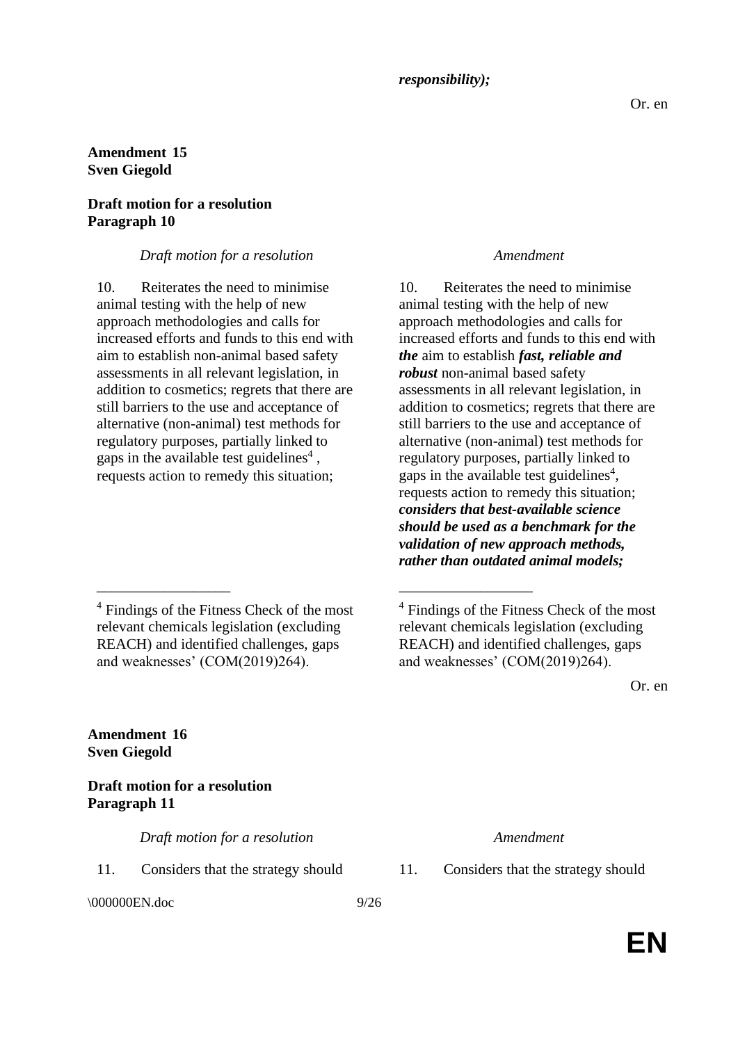***responsibility);***

Or. en

**Amendment 15**
**Sven Giegold**

**Draft motion for a resolution**
**Paragraph 10**

| *Draft motion for a resolution* | *Amendment* |
|---|---|
| 10. Reiterates the need to minimise animal testing with the help of new approach methodologies and calls for increased efforts and funds to this end with aim to establish non-animal based safety assessments in all relevant legislation, in addition to cosmetics; regrets that there are still barriers to the use and acceptance of alternative (non-animal) test methods for regulatory purposes, partially linked to gaps in the available test guidelines[4] , requests action to remedy this situation; | 10. Reiterates the need to minimise animal testing with the help of new approach methodologies and calls for increased efforts and funds to this end with ***the*** aim to establish ***fast, reliable and robust*** non-animal based safety assessments in all relevant legislation, in addition to cosmetics; regrets that there are still barriers to the use and acceptance of alternative (non-animal) test methods for regulatory purposes, partially linked to gaps in the available test guidelines[4], requests action to remedy this situation; ***considers that best-available science should be used as a benchmark for the validation of new approach methods, rather than outdated animal models;*** |
| [4] Findings of the Fitness Check of the most relevant chemicals legislation (excluding REACH) and identified challenges, gaps and weaknesses' (COM(2019)264). | [4] Findings of the Fitness Check of the most relevant chemicals legislation (excluding REACH) and identified challenges, gaps and weaknesses' (COM(2019)264). |

Or. en

**Amendment 16**
**Sven Giegold**

**Draft motion for a resolution**
**Paragraph 11**

| *Draft motion for a resolution* | *Amendment* |
|---|---|
| 11. Considers that the strategy should | 11. Considers that the strategy should |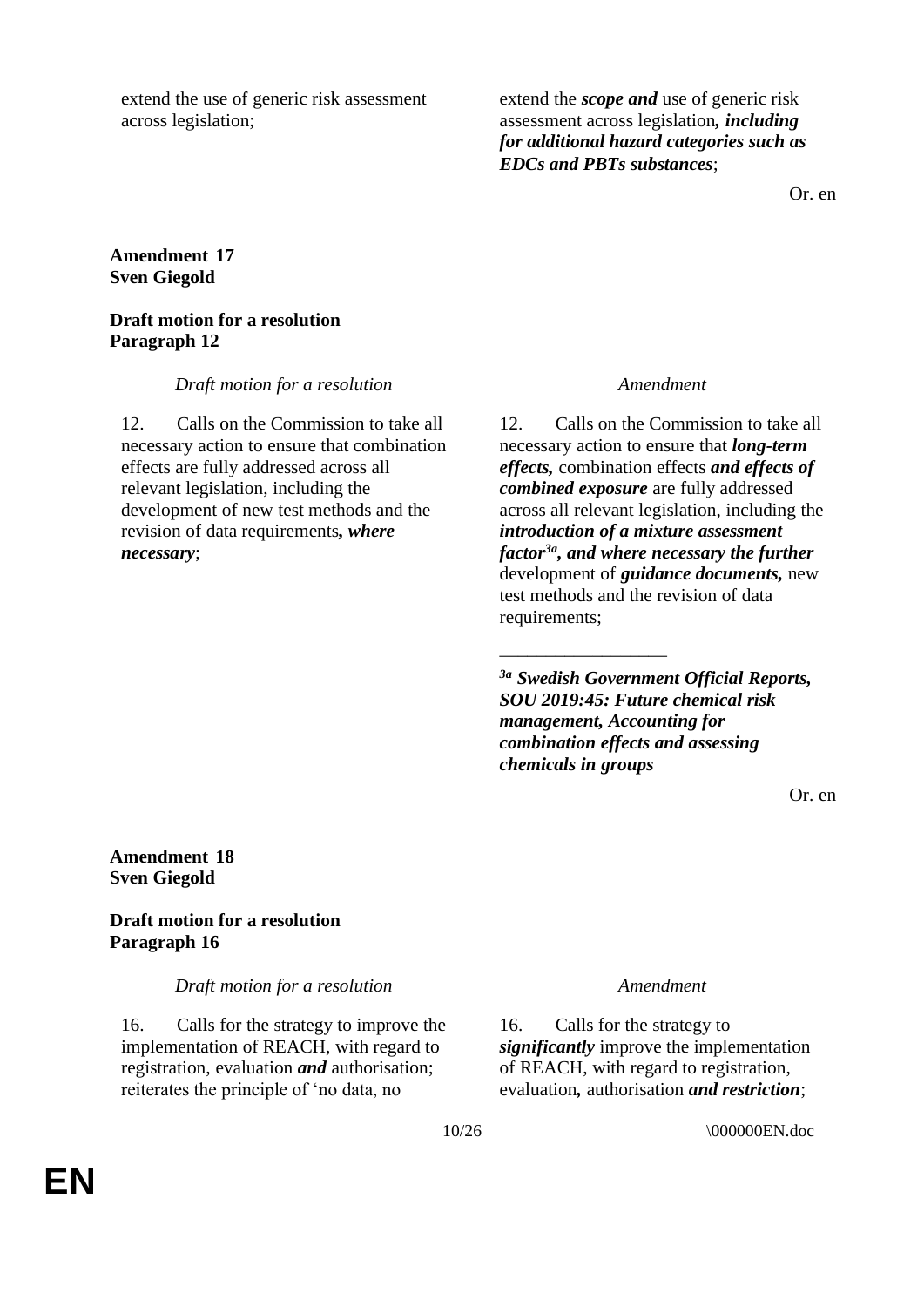| | |
|---|---|
| extend the use of generic risk assessment across legislation; | extend the ***scope and*** use of generic risk assessment across legislation***, including for additional hazard categories such as EDCs and PBTs substances***; |

Or. en

**Amendment 17**
**Sven Giegold**

**Draft motion for a resolution**
**Paragraph 12**

| *Draft motion for a resolution* | *Amendment* |
|---|---|
| 12. Calls on the Commission to take all necessary action to ensure that combination effects are fully addressed across all relevant legislation, including the development of new test methods and the revision of data requirements***, where necessary***; | 12. Calls on the Commission to take all necessary action to ensure that ***long-term effects,*** combination effects ***and effects of combined exposure*** are fully addressed across all relevant legislation, including the ***introduction of a mixture assessment factor[3a], and where necessary the further*** development of ***guidance documents,*** new test methods and the revision of data requirements; |

___________________

***[3a] Swedish Government Official Reports, SOU 2019:45: Future chemical risk management, Accounting for combination effects and assessing chemicals in groups***

Or. en

**Amendment 18**
**Sven Giegold**

**Draft motion for a resolution**
**Paragraph 16**

| *Draft motion for a resolution* | *Amendment* |
|---|---|
| 16. Calls for the strategy to improve the implementation of REACH, with regard to registration, evaluation ***and*** authorisation; reiterates the principle of 'no data, no | 16. Calls for the strategy to ***significantly*** improve the implementation of REACH, with regard to registration, evaluation***,*** authorisation ***and restriction***; |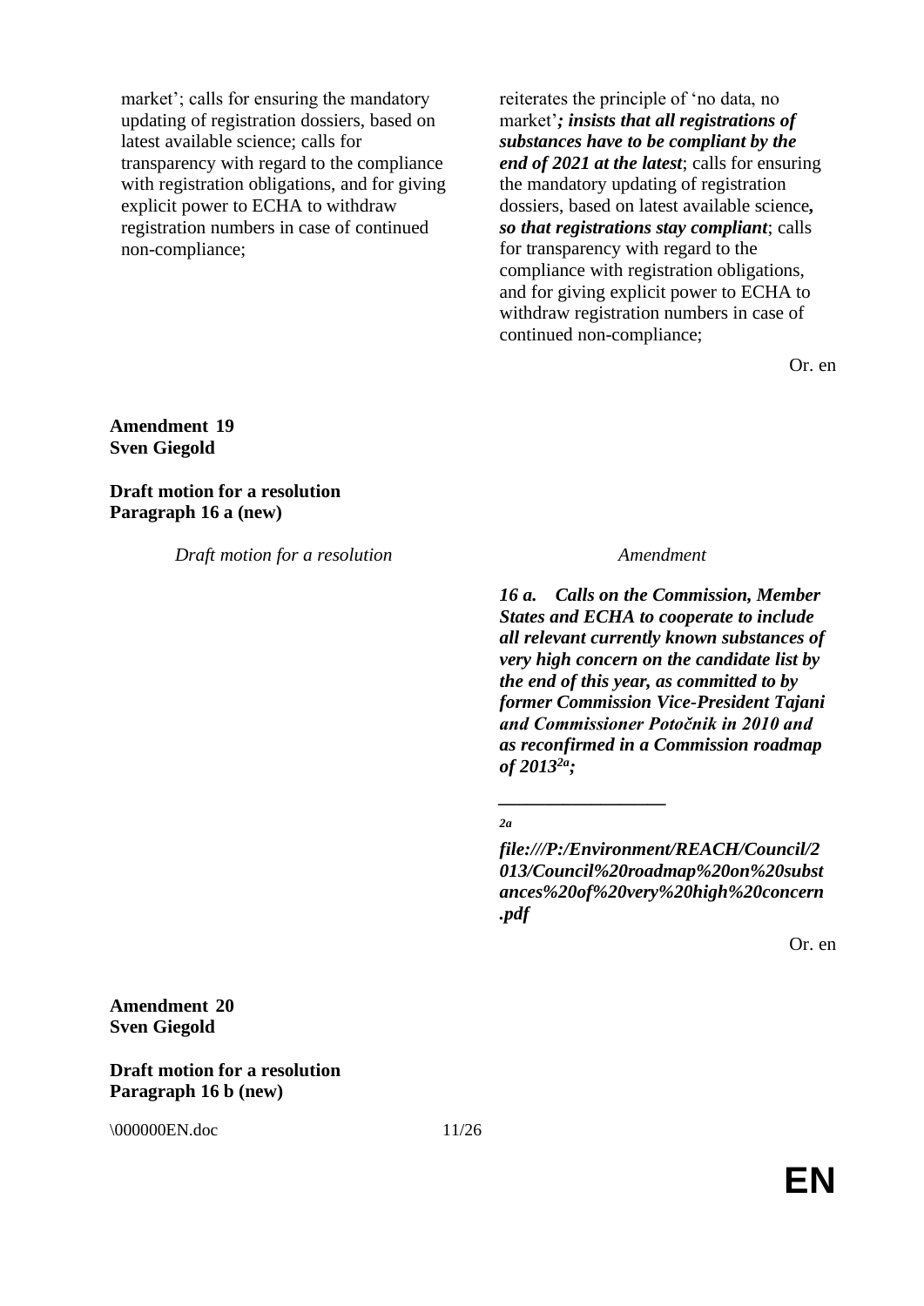| | |
|---|---|
| market'; calls for ensuring the mandatory updating of registration dossiers, based on latest available science; calls for transparency with regard to the compliance with registration obligations, and for giving explicit power to ECHA to withdraw registration numbers in case of continued non-compliance; | reiterates the principle of 'no data, no market'***; insists that all registrations of substances have to be compliant by the end of 2021 at the latest***; calls for ensuring the mandatory updating of registration dossiers, based on latest available science***, so that registrations stay compliant***; calls for transparency with regard to the compliance with registration obligations, and for giving explicit power to ECHA to withdraw registration numbers in case of continued non-compliance; |

Or. en

**Amendment 19**
**Sven Giegold**

**Draft motion for a resolution**
**Paragraph 16 a (new)**

| *Draft motion for a resolution* | *Amendment* |
|---|---|
| | ***16 a. Calls on the Commission, Member States and ECHA to cooperate to include all relevant currently known substances of very high concern on the candidate list by the end of this year, as committed to by former Commission Vice-President Tajani and Commissioner Potočnik in 2010 and as reconfirmed in a Commission roadmap of 2013[2a];*** |
| | ***[2a] file:///P:/Environment/REACH/Council/2013/Council%20roadmap%20on%20substances%20of%20very%20high%20concern.pdf*** |

Or. en

**Amendment 20**
**Sven Giegold**

**Draft motion for a resolution**
**Paragraph 16 b (new)**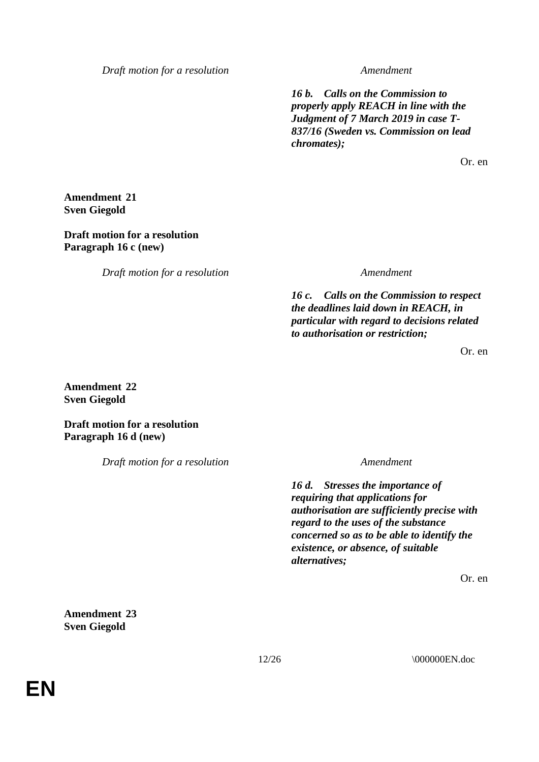| Draft motion for a resolution | Amendment |
|---|---|
| | ***16 b. Calls on the Commission to properly apply REACH in line with the Judgment of 7 March 2019 in case T-837/16 (Sweden vs. Commission on lead chromates);*** |

Or. en

**Amendment 21**
**Sven Giegold**

**Draft motion for a resolution**
**Paragraph 16 c (new)**

| Draft motion for a resolution | Amendment |
|---|---|
| | ***16 c. Calls on the Commission to respect the deadlines laid down in REACH, in particular with regard to decisions related to authorisation or restriction;*** |

Or. en

**Amendment 22**
**Sven Giegold**

**Draft motion for a resolution**
**Paragraph 16 d (new)**

| Draft motion for a resolution | Amendment |
|---|---|
| | ***16 d. Stresses the importance of requiring that applications for authorisation are sufficiently precise with regard to the uses of the substance concerned so as to be able to identify the existence, or absence, of suitable alternatives;*** |

Or. en

**Amendment 23**
**Sven Giegold**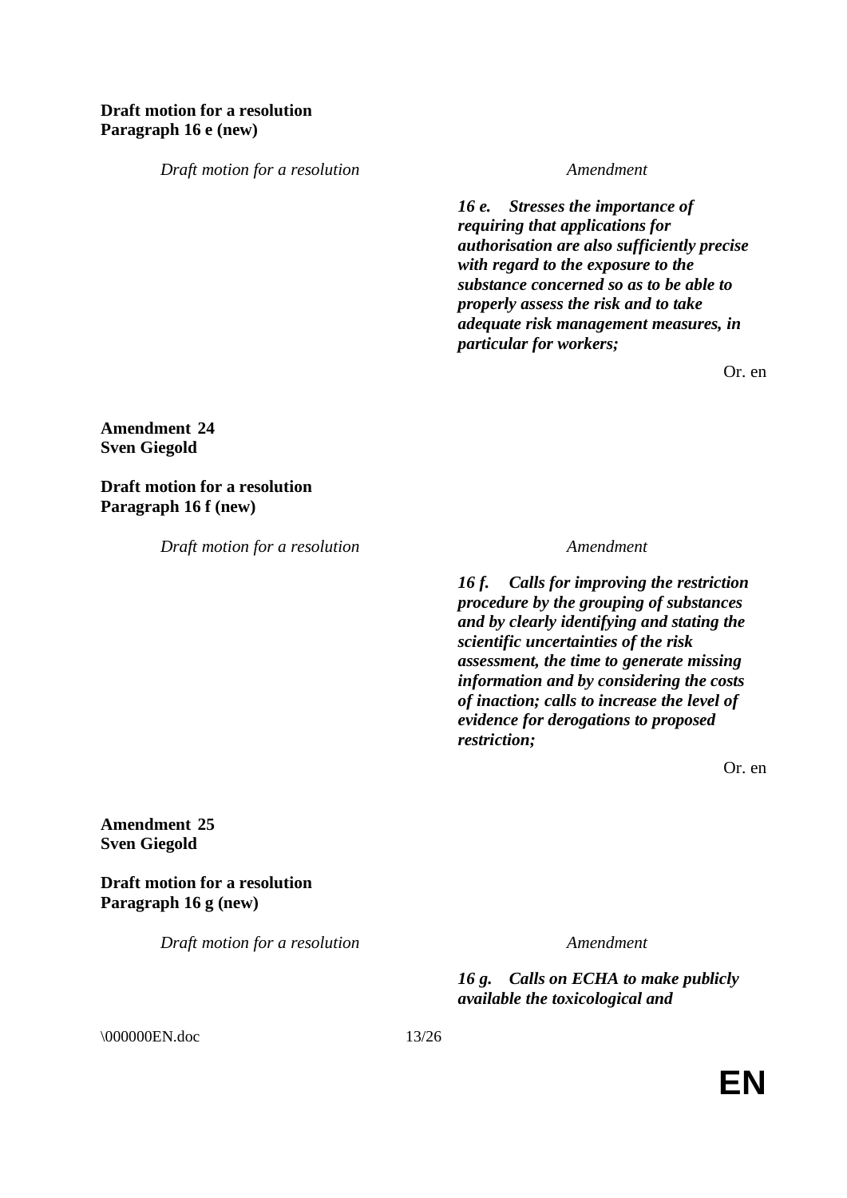**Draft motion for a resolution**
**Paragraph 16 e (new)**

| *Draft motion for a resolution* | *Amendment* |
|---|---|
| | ***16 e. Stresses the importance of requiring that applications for authorisation are also sufficiently precise with regard to the exposure to the substance concerned so as to be able to properly assess the risk and to take adequate risk management measures, in particular for workers;*** |

Or. en

**Amendment 24**
**Sven Giegold**

**Draft motion for a resolution**
**Paragraph 16 f (new)**

| *Draft motion for a resolution* | *Amendment* |
|---|---|
| | ***16 f. Calls for improving the restriction procedure by the grouping of substances and by clearly identifying and stating the scientific uncertainties of the risk assessment, the time to generate missing information and by considering the costs of inaction; calls to increase the level of evidence for derogations to proposed restriction;*** |

Or. en

**Amendment 25**
**Sven Giegold**

**Draft motion for a resolution**
**Paragraph 16 g (new)**

| *Draft motion for a resolution* | *Amendment* |
|---|---|
| | ***16 g. Calls on ECHA to make publicly available the toxicological and*** |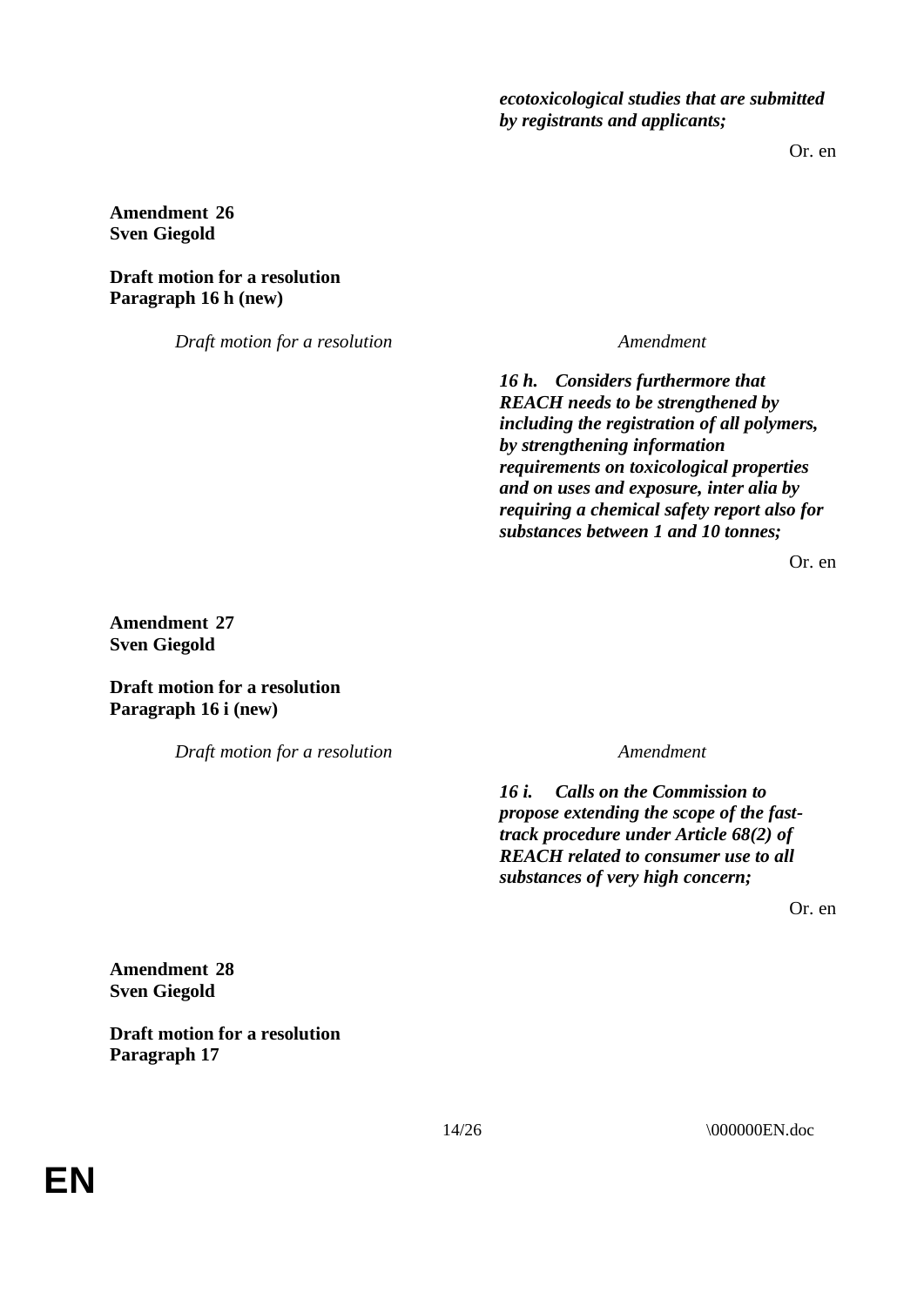***ecotoxicological studies that are submitted by registrants and applicants;***

Or. en

**Amendment 26**
**Sven Giegold**

**Draft motion for a resolution**
**Paragraph 16 h (new)**

| *Draft motion for a resolution* | *Amendment* |
|---|---|
| | ***16 h. Considers furthermore that REACH needs to be strengthened by including the registration of all polymers, by strengthening information requirements on toxicological properties and on uses and exposure, inter alia by requiring a chemical safety report also for substances between 1 and 10 tonnes;*** |

Or. en

**Amendment 27**
**Sven Giegold**

**Draft motion for a resolution**
**Paragraph 16 i (new)**

| *Draft motion for a resolution* | *Amendment* |
|---|---|
| | ***16 i. Calls on the Commission to propose extending the scope of the fast-track procedure under Article 68(2) of REACH related to consumer use to all substances of very high concern;*** |

Or. en

**Amendment 28**
**Sven Giegold**

**Draft motion for a resolution**
**Paragraph 17**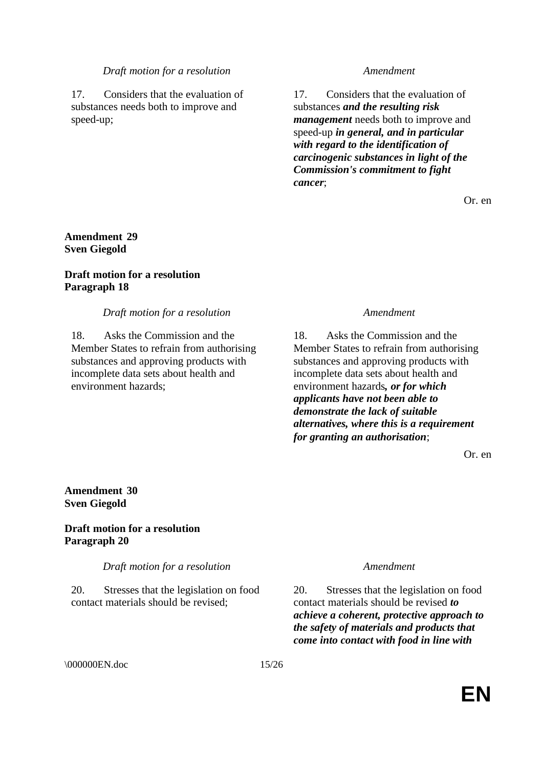| *Draft motion for a resolution* | *Amendment* |
|---|---|
| 17. Considers that the evaluation of substances needs both to improve and speed-up; | 17. Considers that the evaluation of substances ***and the resulting risk management*** needs both to improve and speed-up ***in general, and in particular with regard to the identification of carcinogenic substances in light of the Commission's commitment to fight cancer***; |

Or. en

**Amendment 29**
**Sven Giegold**

**Draft motion for a resolution**
**Paragraph 18**

| *Draft motion for a resolution* | *Amendment* |
|---|---|
| 18. Asks the Commission and the Member States to refrain from authorising substances and approving products with incomplete data sets about health and environment hazards; | 18. Asks the Commission and the Member States to refrain from authorising substances and approving products with incomplete data sets about health and environment hazards***, or for which applicants have not been able to demonstrate the lack of suitable alternatives, where this is a requirement for granting an authorisation***; |

Or. en

**Amendment 30**
**Sven Giegold**

**Draft motion for a resolution**
**Paragraph 20**

| *Draft motion for a resolution* | *Amendment* |
|---|---|
| 20. Stresses that the legislation on food contact materials should be revised; | 20. Stresses that the legislation on food contact materials should be revised ***to achieve a coherent, protective approach to the safety of materials and products that come into contact with food in line with*** |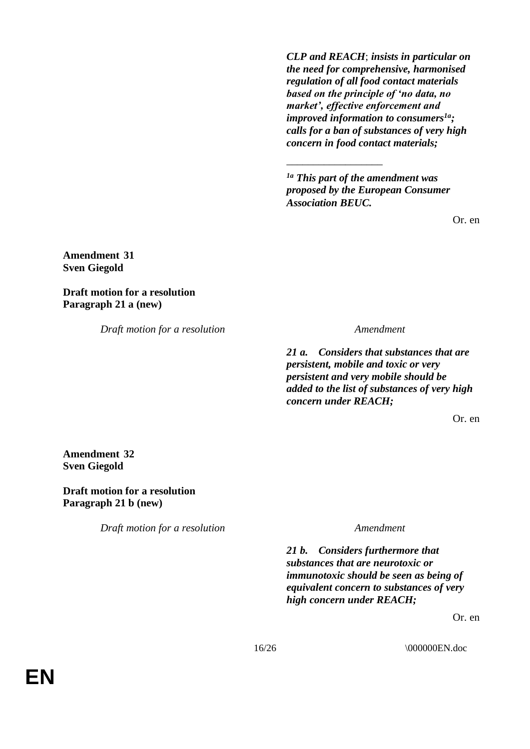***CLP and REACH*; *insists in particular on the need for comprehensive, harmonised regulation of all food contact materials based on the principle of 'no data, no market', effective enforcement and improved information to consumers[1a]; calls for a ban of substances of very high concern in food contact materials;***

_________________

***[1a] This part of the amendment was proposed by the European Consumer Association BEUC.***

Or. en

**Amendment 31**
**Sven Giegold**

**Draft motion for a resolution**
**Paragraph 21 a (new)**

| *Draft motion for a resolution* | *Amendment* |
| --- | --- |
| | ***21 a. Considers that substances that are persistent, mobile and toxic or very persistent and very mobile should be added to the list of substances of very high concern under REACH;*** |

Or. en

**Amendment 32**
**Sven Giegold**

**Draft motion for a resolution**
**Paragraph 21 b (new)**

| *Draft motion for a resolution* | *Amendment* |
| --- | --- |
| | ***21 b. Considers furthermore that substances that are neurotoxic or immunotoxic should be seen as being of equivalent concern to substances of very high concern under REACH;*** |

Or. en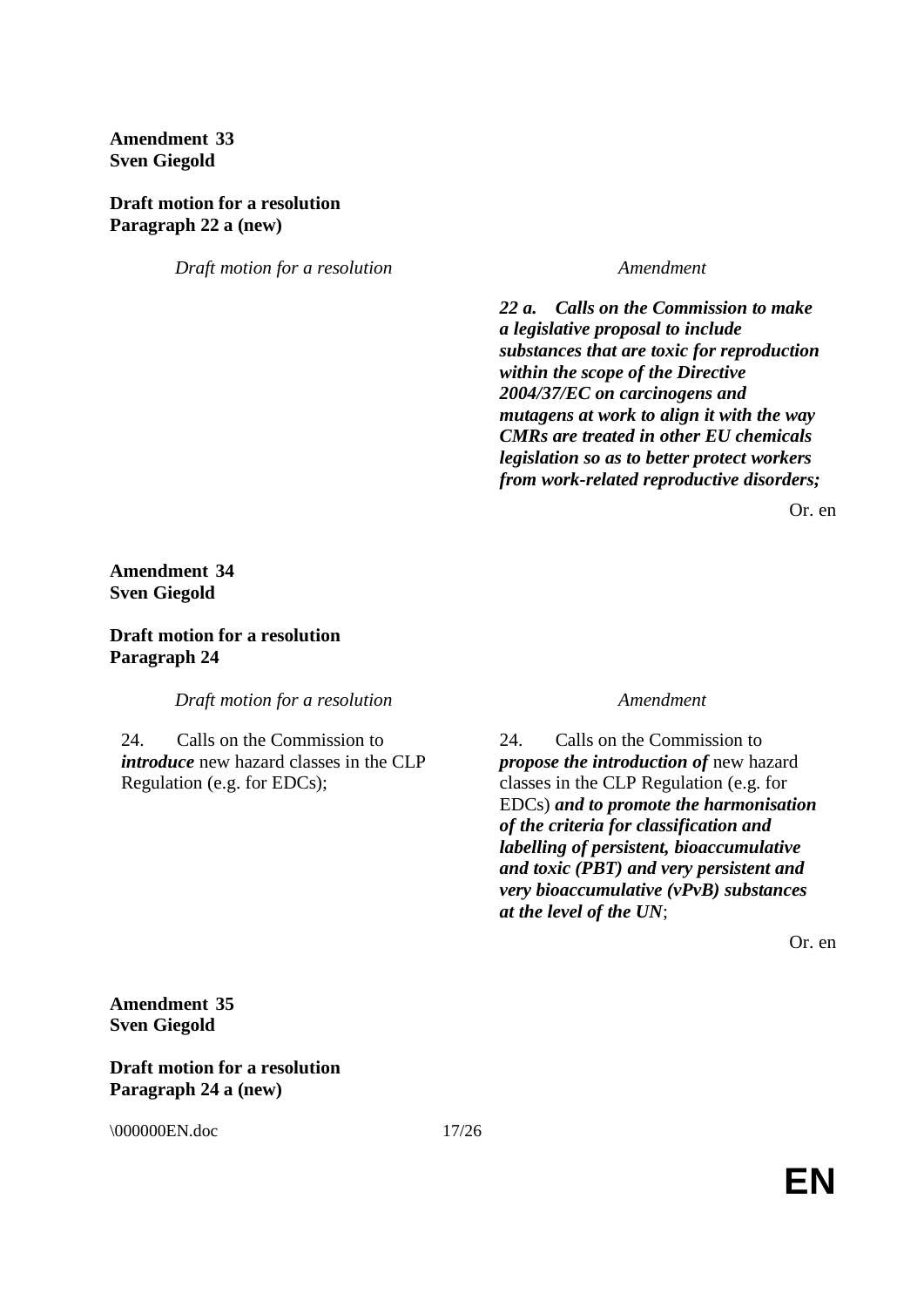**Amendment 33**
**Sven Giegold**

**Draft motion for a resolution**
**Paragraph 22 a (new)**

| Draft motion for a resolution | Amendment |
|---|---|
| | ***22 a. Calls on the Commission to make a legislative proposal to include substances that are toxic for reproduction within the scope of the Directive 2004/37/EC on carcinogens and mutagens at work to align it with the way CMRs are treated in other EU chemicals legislation so as to better protect workers from work-related reproductive disorders;*** |

Or. en

**Amendment 34**
**Sven Giegold**

**Draft motion for a resolution**
**Paragraph 24**

| Draft motion for a resolution | Amendment |
|---|---|
| 24. Calls on the Commission to ***introduce*** new hazard classes in the CLP Regulation (e.g. for EDCs); | 24. Calls on the Commission to ***propose the introduction of*** new hazard classes in the CLP Regulation (e.g. for EDCs) ***and to promote the harmonisation of the criteria for classification and labelling of persistent, bioaccumulative and toxic (PBT) and very persistent and very bioaccumulative (vPvB) substances at the level of the UN***; |

Or. en

**Amendment 35**
**Sven Giegold**

**Draft motion for a resolution**
**Paragraph 24 a (new)**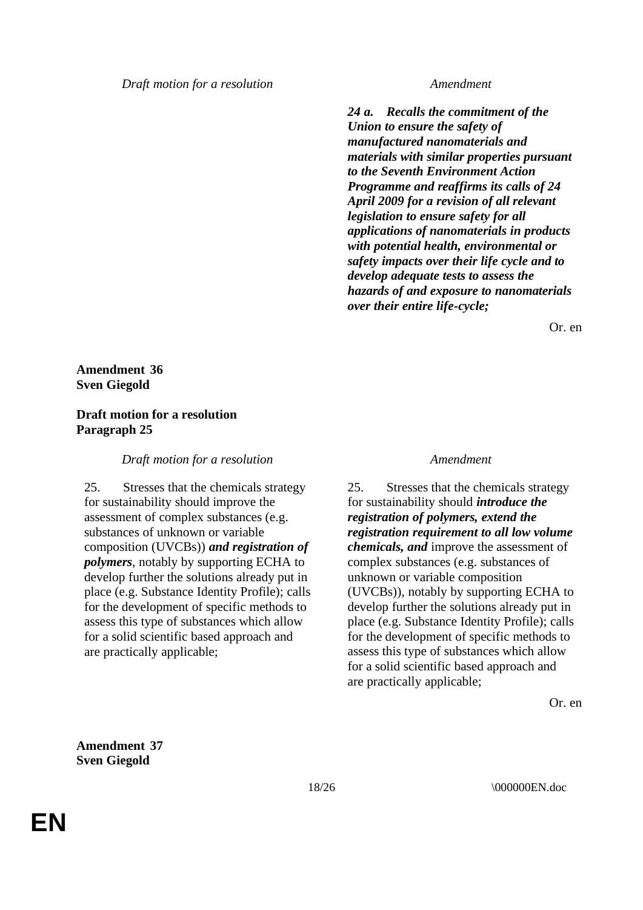| Draft motion for a resolution | Amendment |
|---|---|
| | ***24 a. Recalls the commitment of the Union to ensure the safety of manufactured nanomaterials and materials with similar properties pursuant to the Seventh Environment Action Programme and reaffirms its calls of 24 April 2009 for a revision of all relevant legislation to ensure safety for all applications of nanomaterials in products with potential health, environmental or safety impacts over their life cycle and to develop adequate tests to assess the hazards of and exposure to nanomaterials over their entire life-cycle;*** |

Or. en

**Amendment 36**
**Sven Giegold**

**Draft motion for a resolution**
**Paragraph 25**

| Draft motion for a resolution | Amendment |
|---|---|
| 25. Stresses that the chemicals strategy for sustainability should improve the assessment of complex substances (e.g. substances of unknown or variable composition (UVCBs)) ***and registration of polymers***, notably by supporting ECHA to develop further the solutions already put in place (e.g. Substance Identity Profile); calls for the development of specific methods to assess this type of substances which allow for a solid scientific based approach and are practically applicable; | 25. Stresses that the chemicals strategy for sustainability should ***introduce the registration of polymers, extend the registration requirement to all low volume chemicals, and*** improve the assessment of complex substances (e.g. substances of unknown or variable composition (UVCBs)), notably by supporting ECHA to develop further the solutions already put in place (e.g. Substance Identity Profile); calls for the development of specific methods to assess this type of substances which allow for a solid scientific based approach and are practically applicable; |

Or. en

**Amendment 37**
**Sven Giegold**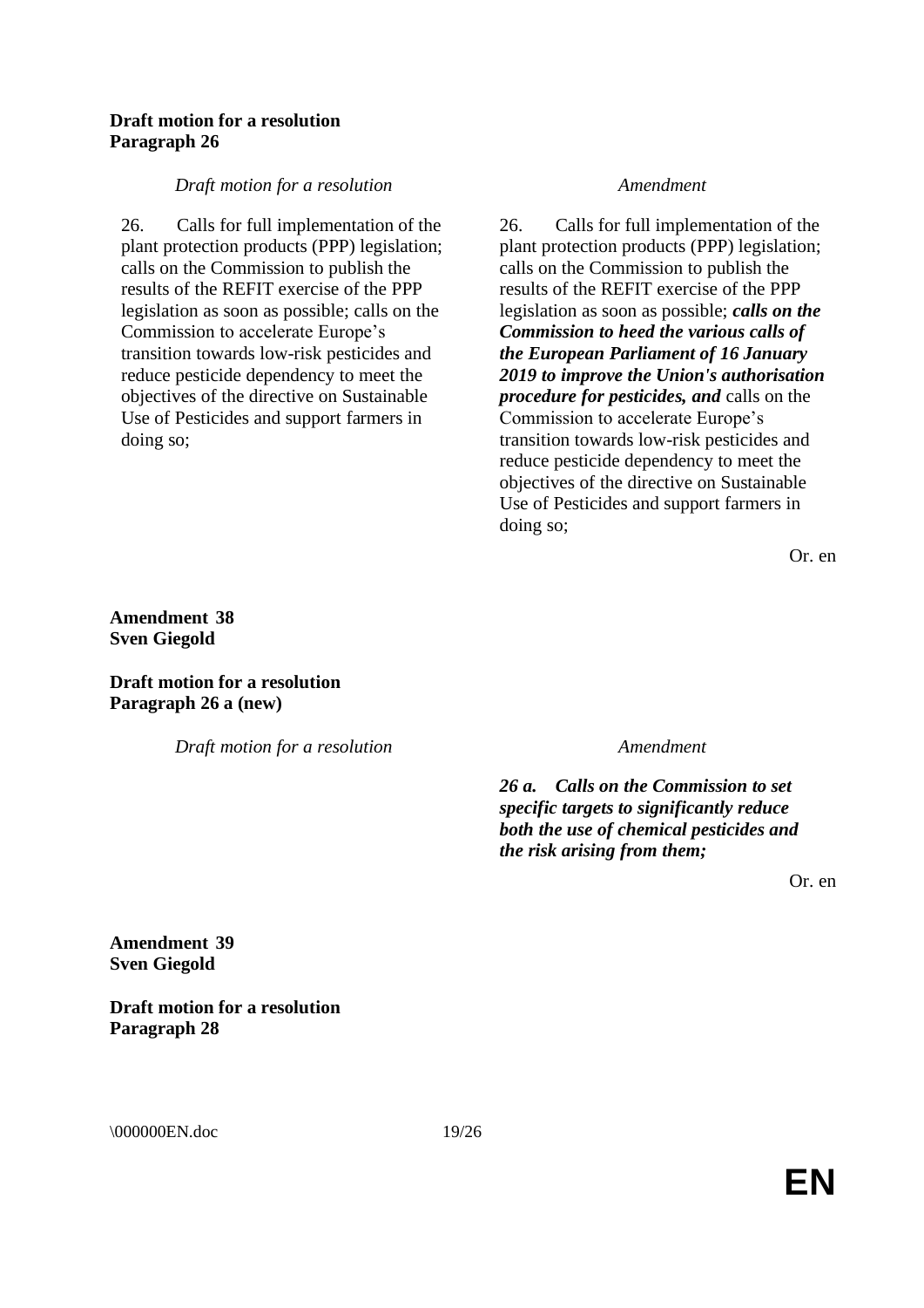**Draft motion for a resolution**
**Paragraph 26**

| *Draft motion for a resolution* | *Amendment* |
|---|---|
| 26. Calls for full implementation of the plant protection products (PPP) legislation; calls on the Commission to publish the results of the REFIT exercise of the PPP legislation as soon as possible; calls on the Commission to accelerate Europe's transition towards low-risk pesticides and reduce pesticide dependency to meet the objectives of the directive on Sustainable Use of Pesticides and support farmers in doing so; | 26. Calls for full implementation of the plant protection products (PPP) legislation; calls on the Commission to publish the results of the REFIT exercise of the PPP legislation as soon as possible; ***calls on the Commission to heed the various calls of the European Parliament of 16 January 2019 to improve the Union's authorisation procedure for pesticides, and*** calls on the Commission to accelerate Europe's transition towards low-risk pesticides and reduce pesticide dependency to meet the objectives of the directive on Sustainable Use of Pesticides and support farmers in doing so; |

Or. en

**Amendment 38**
**Sven Giegold**

**Draft motion for a resolution**
**Paragraph 26 a (new)**

| *Draft motion for a resolution* | *Amendment* |
|---|---|
| | ***26 a. Calls on the Commission to set specific targets to significantly reduce both the use of chemical pesticides and the risk arising from them;*** |

Or. en

**Amendment 39**
**Sven Giegold**

**Draft motion for a resolution**
**Paragraph 28**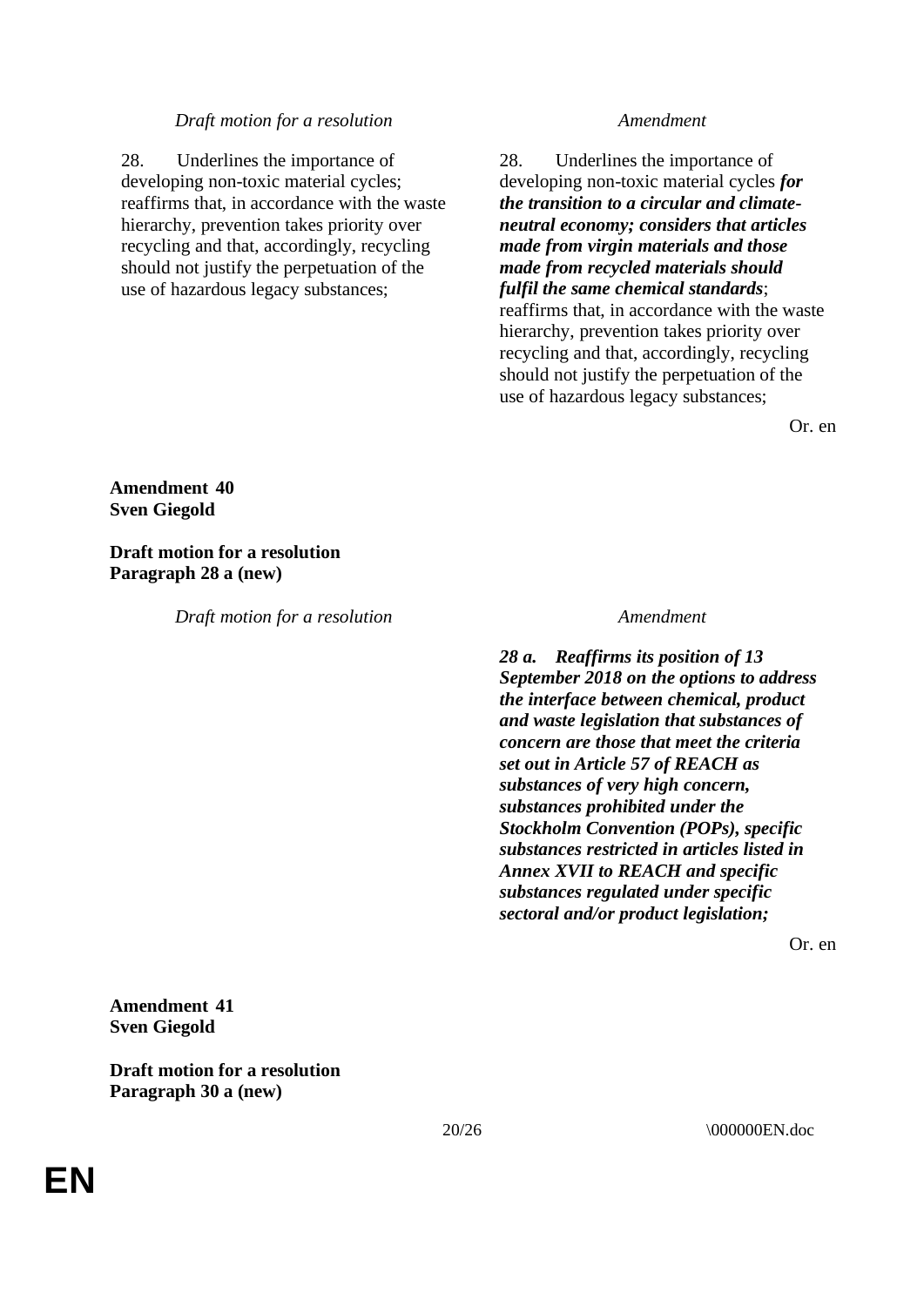| *Draft motion for a resolution* | *Amendment* |
| --- | --- |
| 28. Underlines the importance of developing non-toxic material cycles; reaffirms that, in accordance with the waste hierarchy, prevention takes priority over recycling and that, accordingly, recycling should not justify the perpetuation of the use of hazardous legacy substances; | 28. Underlines the importance of developing non-toxic material cycles ***for the transition to a circular and climate-neutral economy; considers that articles made from virgin materials and those made from recycled materials should fulfil the same chemical standards***; reaffirms that, in accordance with the waste hierarchy, prevention takes priority over recycling and that, accordingly, recycling should not justify the perpetuation of the use of hazardous legacy substances; |

Or. en

**Amendment 40**
**Sven Giegold**

**Draft motion for a resolution**
**Paragraph 28 a (new)**

| *Draft motion for a resolution* | *Amendment* |
| --- | --- |
| | ***28 a. Reaffirms its position of 13 September 2018 on the options to address the interface between chemical, product and waste legislation that substances of concern are those that meet the criteria set out in Article 57 of REACH as substances of very high concern, substances prohibited under the Stockholm Convention (POPs), specific substances restricted in articles listed in Annex XVII to REACH and specific substances regulated under specific sectoral and/or product legislation;*** |

Or. en

**Amendment 41**
**Sven Giegold**

**Draft motion for a resolution**
**Paragraph 30 a (new)**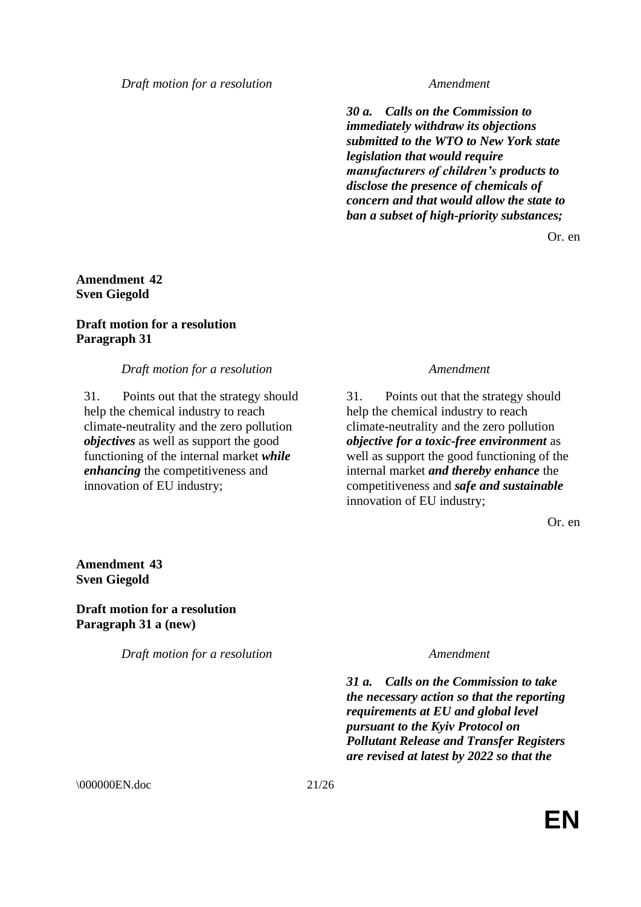| *Draft motion for a resolution* | *Amendment* |
|---|---|
| | ***30 a. Calls on the Commission to immediately withdraw its objections submitted to the WTO to New York state legislation that would require manufacturers of children's products to disclose the presence of chemicals of concern and that would allow the state to ban a subset of high-priority substances;*** |

Or. en

**Amendment 42**
**Sven Giegold**

**Draft motion for a resolution**
**Paragraph 31**

| *Draft motion for a resolution* | *Amendment* |
|---|---|
| 31. Points out that the strategy should help the chemical industry to reach climate-neutrality and the zero pollution ***objectives*** as well as support the good functioning of the internal market ***while enhancing*** the competitiveness and innovation of EU industry; | 31. Points out that the strategy should help the chemical industry to reach climate-neutrality and the zero pollution ***objective for a toxic-free environment*** as well as support the good functioning of the internal market ***and thereby enhance*** the competitiveness and ***safe and sustainable*** innovation of EU industry; |

Or. en

**Amendment 43**
**Sven Giegold**

**Draft motion for a resolution**
**Paragraph 31 a (new)**

| *Draft motion for a resolution* | *Amendment* |
|---|---|
| | ***31 a. Calls on the Commission to take the necessary action so that the reporting requirements at EU and global level pursuant to the Kyiv Protocol on Pollutant Release and Transfer Registers are revised at latest by 2022 so that the*** |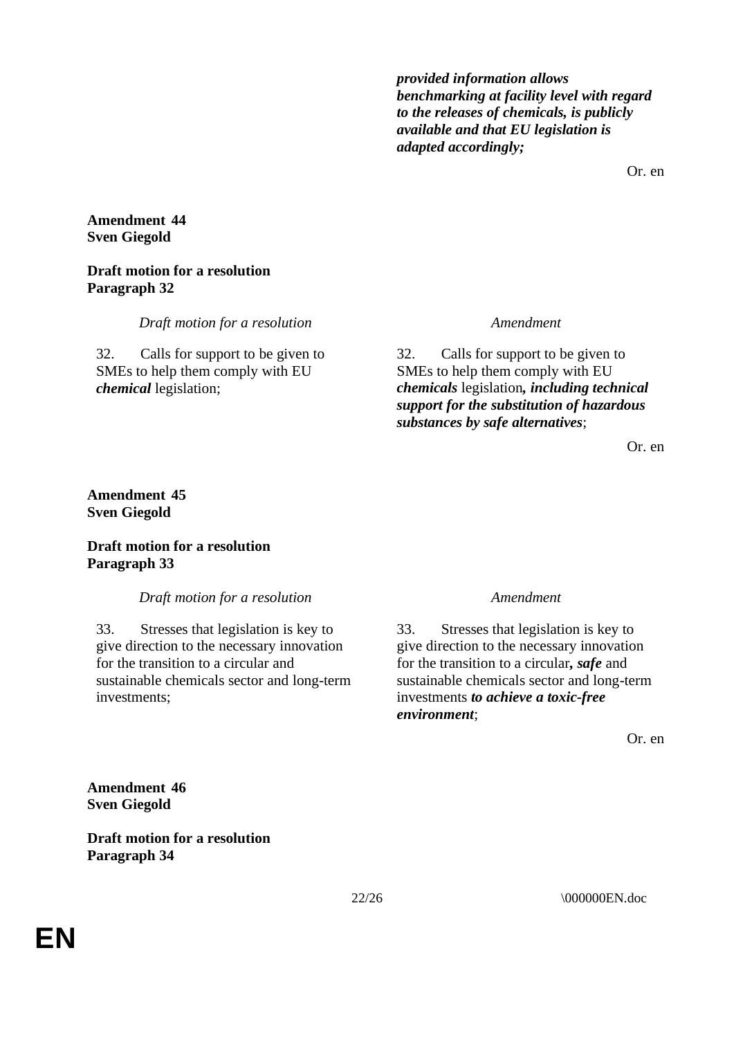| | |
|---|---|
| | ***provided information allows benchmarking at facility level with regard to the releases of chemicals, is publicly available and that EU legislation is adapted accordingly;*** |

Or. en

**Amendment 44**
**Sven Giegold**

**Draft motion for a resolution**
**Paragraph 32**

| *Draft motion for a resolution* | *Amendment* |
|---|---|
| 32. Calls for support to be given to SMEs to help them comply with EU ***chemical*** legislation; | 32. Calls for support to be given to SMEs to help them comply with EU ***chemicals*** legislation***, including technical support for the substitution of hazardous substances by safe alternatives***; |

Or. en

**Amendment 45**
**Sven Giegold**

**Draft motion for a resolution**
**Paragraph 33**

| *Draft motion for a resolution* | *Amendment* |
|---|---|
| 33. Stresses that legislation is key to give direction to the necessary innovation for the transition to a circular and sustainable chemicals sector and long-term investments; | 33. Stresses that legislation is key to give direction to the necessary innovation for the transition to a circular***, safe*** and sustainable chemicals sector and long-term investments ***to achieve a toxic-free environment***; |

Or. en

**Amendment 46**
**Sven Giegold**

**Draft motion for a resolution**
**Paragraph 34**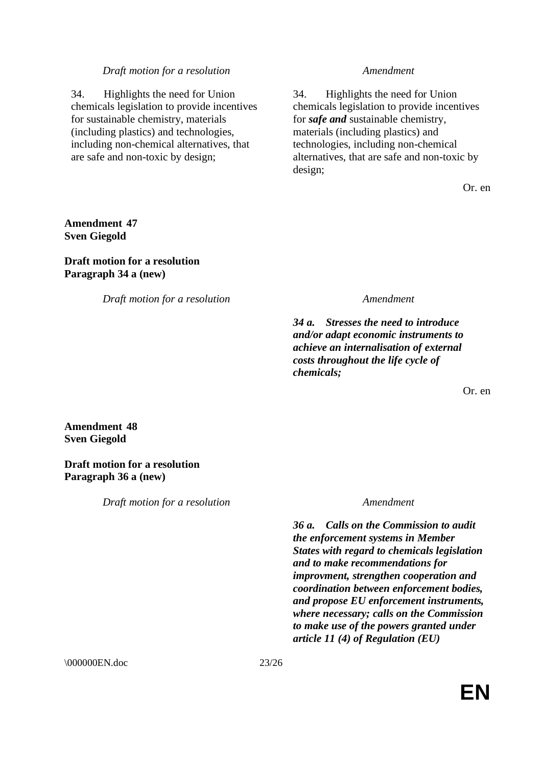| *Draft motion for a resolution* | *Amendment* |
|---|---|
| 34. Highlights the need for Union chemicals legislation to provide incentives for sustainable chemistry, materials (including plastics) and technologies, including non-chemical alternatives, that are safe and non-toxic by design; | 34. Highlights the need for Union chemicals legislation to provide incentives for ***safe and*** sustainable chemistry, materials (including plastics) and technologies, including non-chemical alternatives, that are safe and non-toxic by design; |

Or. en

**Amendment 47**
**Sven Giegold**

**Draft motion for a resolution**
**Paragraph 34 a (new)**

| *Draft motion for a resolution* | *Amendment* |
|---|---|
| | ***34 a. Stresses the need to introduce and/or adapt economic instruments to achieve an internalisation of external costs throughout the life cycle of chemicals;*** |

Or. en

**Amendment 48**
**Sven Giegold**

**Draft motion for a resolution**
**Paragraph 36 a (new)**

| *Draft motion for a resolution* | *Amendment* |
|---|---|
| | ***36 a. Calls on the Commission to audit the enforcement systems in Member States with regard to chemicals legislation and to make recommendations for improvment, strengthen cooperation and coordination between enforcement bodies, and propose EU enforcement instruments, where necessary; calls on the Commission to make use of the powers granted under article 11 (4) of Regulation (EU)*** |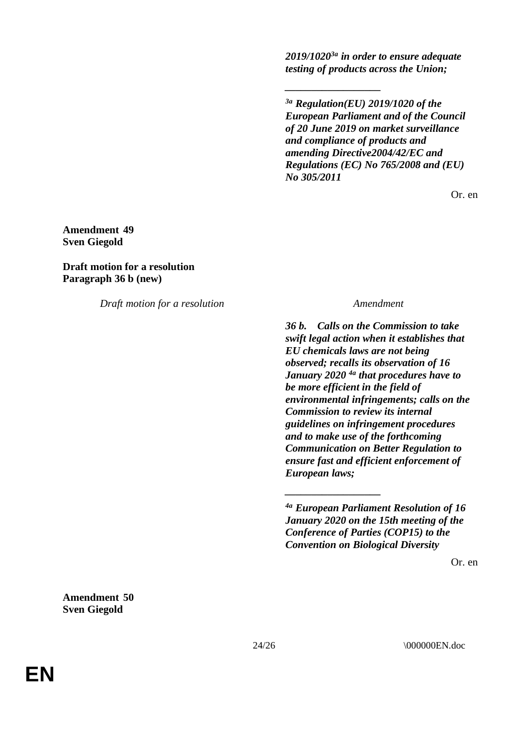***2019/1020[3a] in order to ensure adequate testing of products across the Union;***

__________________

***[3a] Regulation(EU) 2019/1020 of the European Parliament and of the Council of 20 June 2019 on market surveillance and compliance of products and amending Directive2004/42/EC and Regulations (EC) No 765/2008 and (EU) No 305/2011***

Or. en

**Amendment 49**
**Sven Giegold**

**Draft motion for a resolution**
**Paragraph 36 b (new)**

| *Draft motion for a resolution* | *Amendment* |
|---|---|
| | ***36 b. Calls on the Commission to take swift legal action when it establishes that EU chemicals laws are not being observed; recalls its observation of 16 January 2020 [4a] that procedures have to be more efficient in the field of environmental infringements; calls on the Commission to review its internal guidelines on infringement procedures and to make use of the forthcoming Communication on Better Regulation to ensure fast and efficient enforcement of European laws;*** |

__________________

***[4a] European Parliament Resolution of 16 January 2020 on the 15th meeting of the Conference of Parties (COP15) to the Convention on Biological Diversity***

Or. en

**Amendment 50**
**Sven Giegold**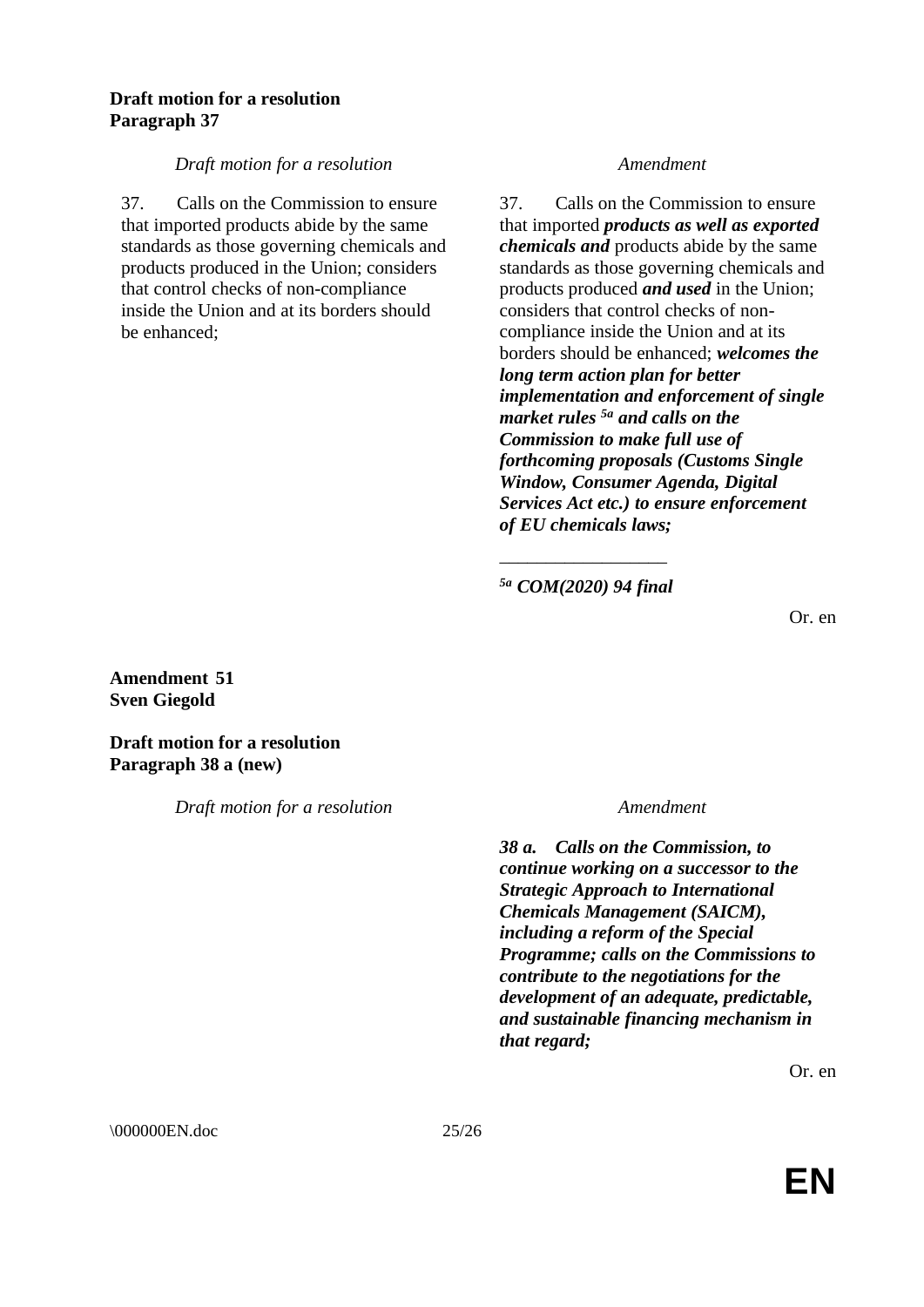**Draft motion for a resolution**
**Paragraph 37**

| *Draft motion for a resolution* | *Amendment* |
|---|---|
| 37. Calls on the Commission to ensure that imported products abide by the same standards as those governing chemicals and products produced in the Union; considers that control checks of non-compliance inside the Union and at its borders should be enhanced; | 37. Calls on the Commission to ensure that imported ***products as well as exported chemicals and*** products abide by the same standards as those governing chemicals and products produced ***and used*** in the Union; considers that control checks of non-compliance inside the Union and at its borders should be enhanced; ***welcomes the long term action plan for better implementation and enforcement of single market rules [5a] and calls on the Commission to make full use of forthcoming proposals (Customs Single Window, Consumer Agenda, Digital Services Act etc.) to ensure enforcement of EU chemicals laws;*** |
| | _________________ |
| | ***[5a] COM(2020) 94 final*** |

Or. en

**Amendment 51**
**Sven Giegold**

**Draft motion for a resolution**
**Paragraph 38 a (new)**

| *Draft motion for a resolution* | *Amendment* |
|---|---|
| | ***38 a. Calls on the Commission, to continue working on a successor to the Strategic Approach to International Chemicals Management (SAICM), including a reform of the Special Programme; calls on the Commissions to contribute to the negotiations for the development of an adequate, predictable, and sustainable financing mechanism in that regard;*** |

Or. en